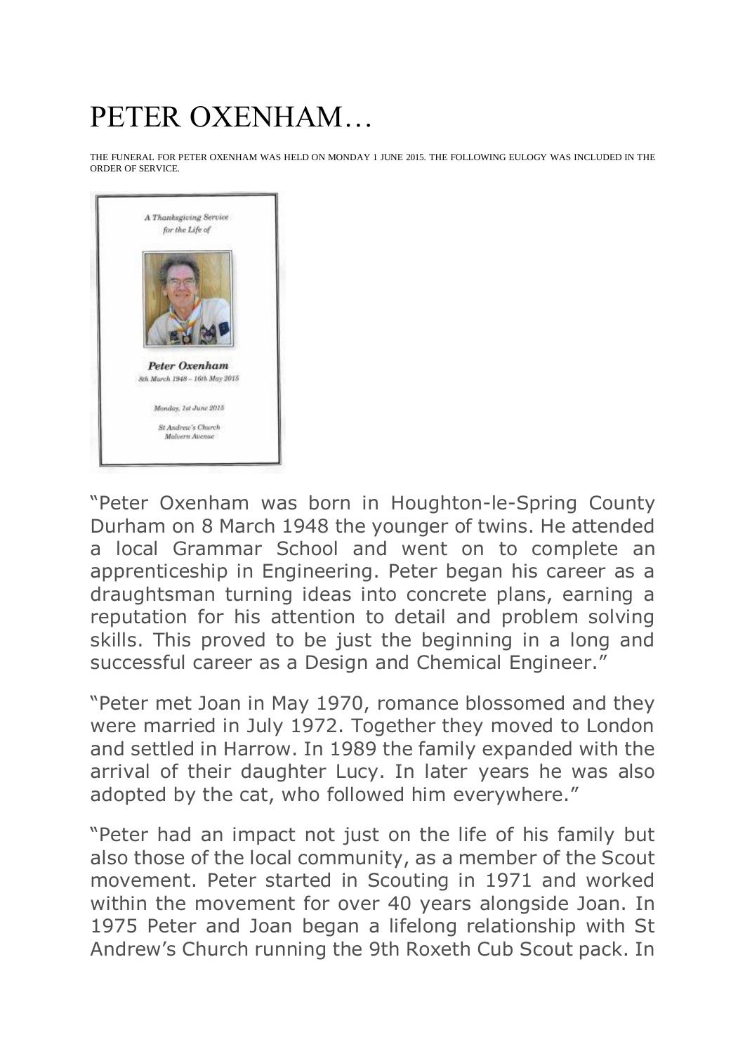# PETER OXENHAM…

THE FUNERAL FOR PETER OXENHAM WAS HELD ON MONDAY 1 JUNE 2015. THE FOLLOWING EULOGY WAS INCLUDED IN THE ORDER OF SERVICE.

*A Thanksgiving Service for the Life of*

***Peter Oxenham***

*8th March 1948 – 16th May 2015*

*Monday, 1st June 2015*

*St Andrew's Church*
*Malvern Avenue*

"Peter Oxenham was born in Houghton-le-Spring County Durham on 8 March 1948 the younger of twins. He attended a local Grammar School and went on to complete an apprenticeship in Engineering. Peter began his career as a draughtsman turning ideas into concrete plans, earning a reputation for his attention to detail and problem solving skills. This proved to be just the beginning in a long and successful career as a Design and Chemical Engineer."

"Peter met Joan in May 1970, romance blossomed and they were married in July 1972. Together they moved to London and settled in Harrow. In 1989 the family expanded with the arrival of their daughter Lucy. In later years he was also adopted by the cat, who followed him everywhere."

"Peter had an impact not just on the life of his family but also those of the local community, as a member of the Scout movement. Peter started in Scouting in 1971 and worked within the movement for over 40 years alongside Joan. In 1975 Peter and Joan began a lifelong relationship with St Andrew's Church running the 9th Roxeth Cub Scout pack. In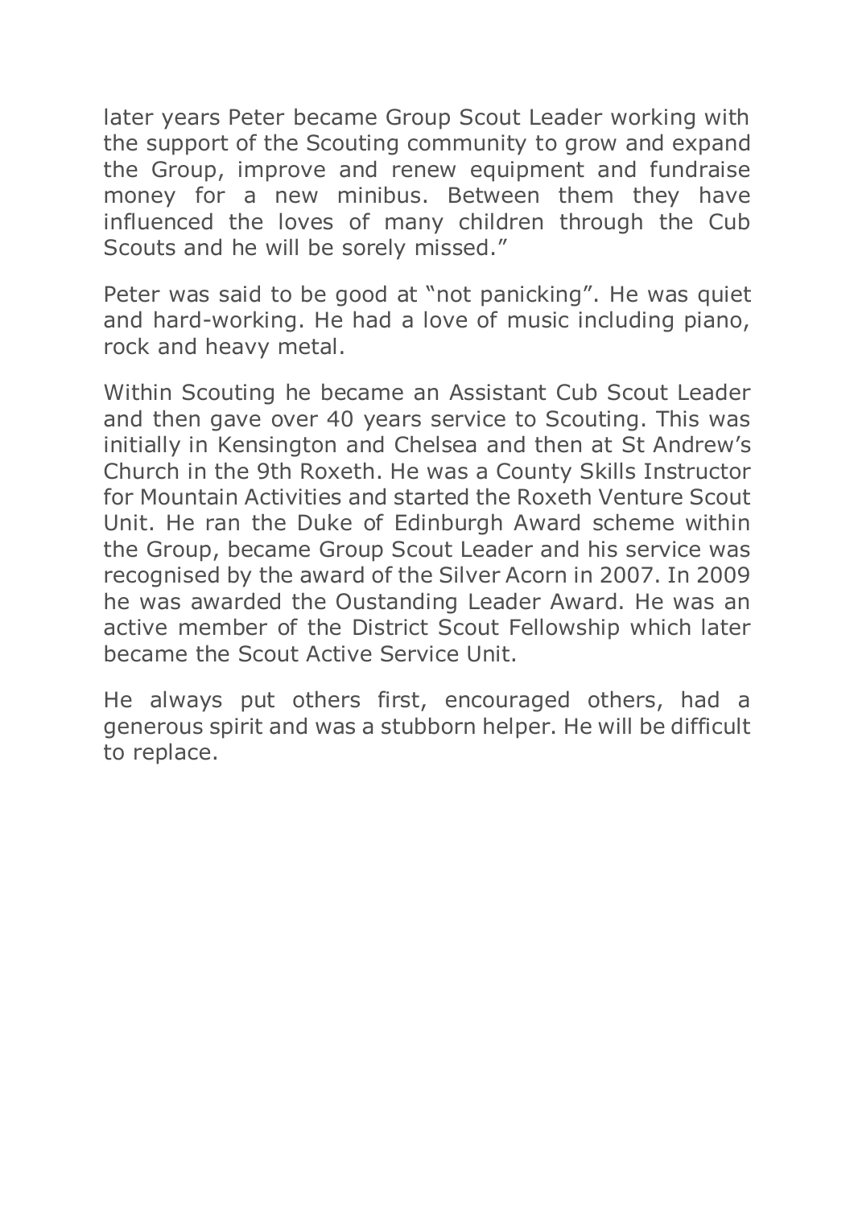later years Peter became Group Scout Leader working with the support of the Scouting community to grow and expand the Group, improve and renew equipment and fundraise money for a new minibus. Between them they have influenced the loves of many children through the Cub Scouts and he will be sorely missed."

Peter was said to be good at "not panicking". He was quiet and hard-working. He had a love of music including piano, rock and heavy metal.

Within Scouting he became an Assistant Cub Scout Leader and then gave over 40 years service to Scouting. This was initially in Kensington and Chelsea and then at St Andrew's Church in the 9th Roxeth. He was a County Skills Instructor for Mountain Activities and started the Roxeth Venture Scout Unit. He ran the Duke of Edinburgh Award scheme within the Group, became Group Scout Leader and his service was recognised by the award of the Silver Acorn in 2007. In 2009 he was awarded the Oustanding Leader Award. He was an active member of the District Scout Fellowship which later became the Scout Active Service Unit.

He always put others first, encouraged others, had a generous spirit and was a stubborn helper. He will be difficult to replace.